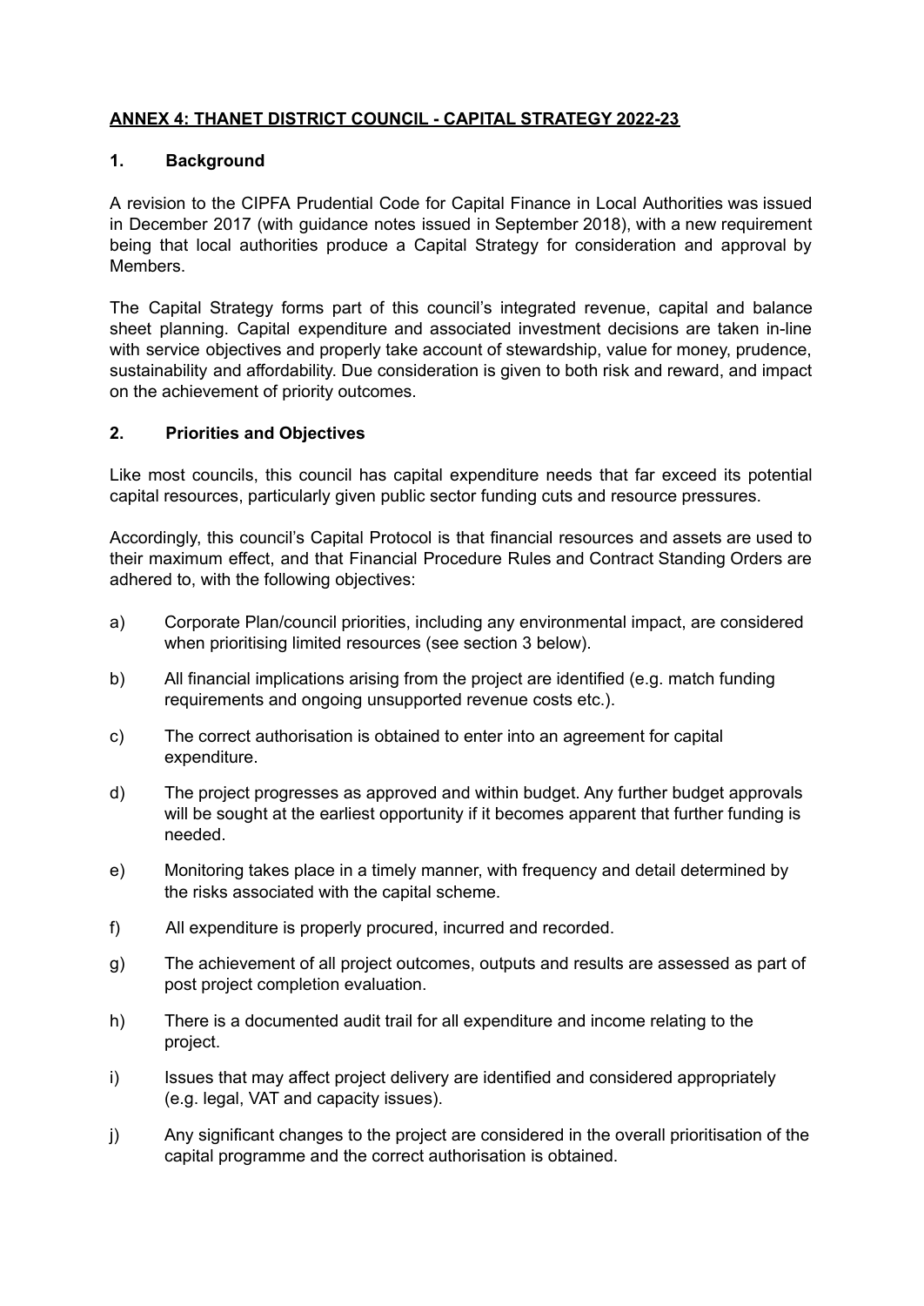# ANNEX 4: THANET DISTRICT COUNCIL - CAPITAL STRATEGY 2022-23

## 1. Background

A revision to the CIPFA Prudential Code for Capital Finance in Local Authorities was issued in December 2017 (with guidance notes issued in September 2018), with a new requirement being that local authorities produce a Capital Strategy for consideration and approval by Members.

The Capital Strategy forms part of this council's integrated revenue, capital and balance sheet planning. Capital expenditure and associated investment decisions are taken in-line with service objectives and properly take account of stewardship, value for money, prudence, sustainability and affordability. Due consideration is given to both risk and reward, and impact on the achievement of priority outcomes.

## 2. Priorities and Objectives

Like most councils, this council has capital expenditure needs that far exceed its potential capital resources, particularly given public sector funding cuts and resource pressures.

Accordingly, this council's Capital Protocol is that financial resources and assets are used to their maximum effect, and that Financial Procedure Rules and Contract Standing Orders are adhered to, with the following objectives:

a) Corporate Plan/council priorities, including any environmental impact, are considered when prioritising limited resources (see section 3 below).

b) All financial implications arising from the project are identified (e.g. match funding requirements and ongoing unsupported revenue costs etc.).

c) The correct authorisation is obtained to enter into an agreement for capital expenditure.

d) The project progresses as approved and within budget. Any further budget approvals will be sought at the earliest opportunity if it becomes apparent that further funding is needed.

e) Monitoring takes place in a timely manner, with frequency and detail determined by the risks associated with the capital scheme.

f) All expenditure is properly procured, incurred and recorded.

g) The achievement of all project outcomes, outputs and results are assessed as part of post project completion evaluation.

h) There is a documented audit trail for all expenditure and income relating to the project.

i) Issues that may affect project delivery are identified and considered appropriately (e.g. legal, VAT and capacity issues).

j) Any significant changes to the project are considered in the overall prioritisation of the capital programme and the correct authorisation is obtained.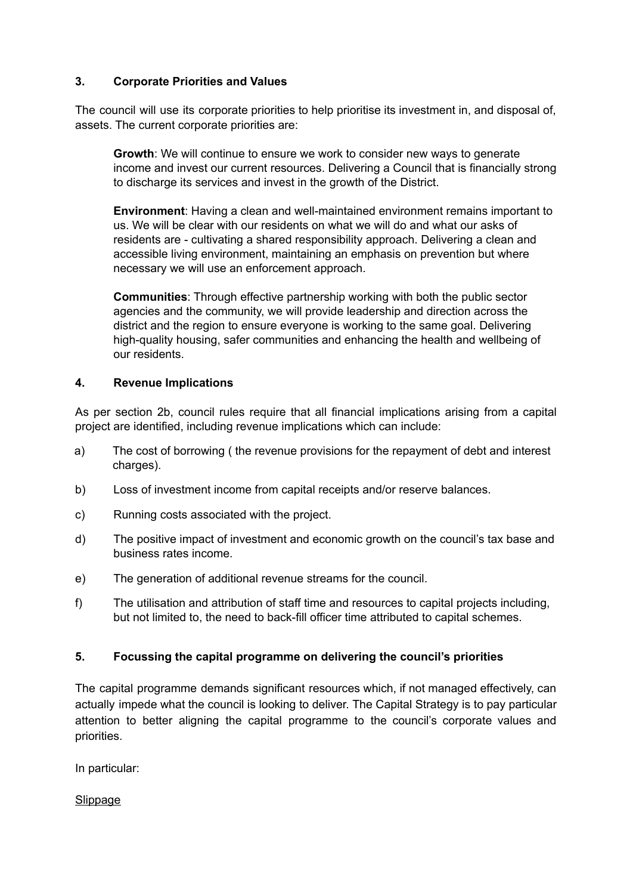## 3. Corporate Priorities and Values

The council will use its corporate priorities to help prioritise its investment in, and disposal of, assets. The current corporate priorities are:

> **Growth**: We will continue to ensure we work to consider new ways to generate income and invest our current resources. Delivering a Council that is financially strong to discharge its services and invest in the growth of the District.
>
> **Environment**: Having a clean and well-maintained environment remains important to us. We will be clear with our residents on what we will do and what our asks of residents are - cultivating a shared responsibility approach. Delivering a clean and accessible living environment, maintaining an emphasis on prevention but where necessary we will use an enforcement approach.
>
> **Communities**: Through effective partnership working with both the public sector agencies and the community, we will provide leadership and direction across the district and the region to ensure everyone is working to the same goal. Delivering high-quality housing, safer communities and enhancing the health and wellbeing of our residents.

## 4. Revenue Implications

As per section 2b, council rules require that all financial implications arising from a capital project are identified, including revenue implications which can include:

a) The cost of borrowing ( the revenue provisions for the repayment of debt and interest charges).

b) Loss of investment income from capital receipts and/or reserve balances.

c) Running costs associated with the project.

d) The positive impact of investment and economic growth on the council's tax base and business rates income.

e) The generation of additional revenue streams for the council.

f) The utilisation and attribution of staff time and resources to capital projects including, but not limited to, the need to back-fill officer time attributed to capital schemes.

## 5. Focussing the capital programme on delivering the council's priorities

The capital programme demands significant resources which, if not managed effectively, can actually impede what the council is looking to deliver. The Capital Strategy is to pay particular attention to better aligning the capital programme to the council's corporate values and priorities.

In particular:

<u>Slippage</u>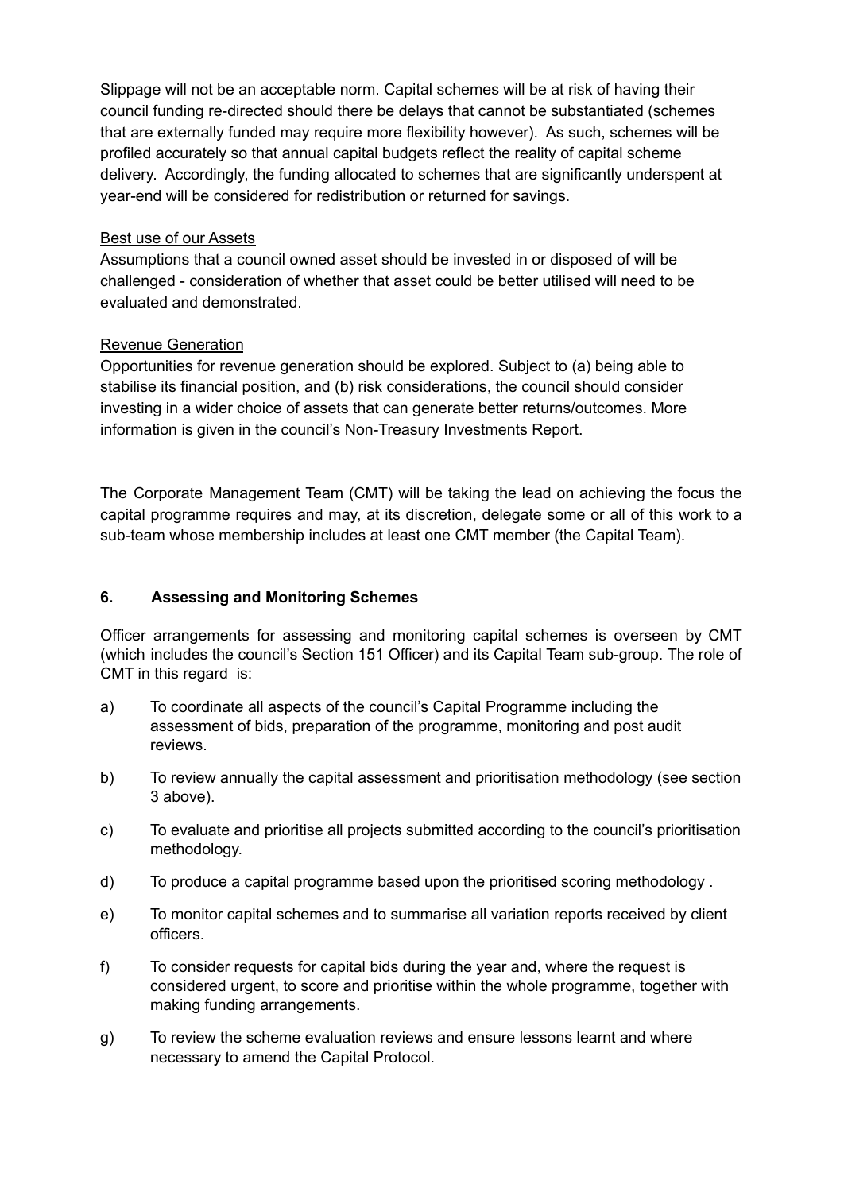Slippage will not be an acceptable norm. Capital schemes will be at risk of having their council funding re-directed should there be delays that cannot be substantiated (schemes that are externally funded may require more flexibility however). As such, schemes will be profiled accurately so that annual capital budgets reflect the reality of capital scheme delivery. Accordingly, the funding allocated to schemes that are significantly underspent at year-end will be considered for redistribution or returned for savings.

<u>Best use of our Assets</u>
Assumptions that a council owned asset should be invested in or disposed of will be challenged - consideration of whether that asset could be better utilised will need to be evaluated and demonstrated.

<u>Revenue Generation</u>
Opportunities for revenue generation should be explored. Subject to (a) being able to stabilise its financial position, and (b) risk considerations, the council should consider investing in a wider choice of assets that can generate better returns/outcomes. More information is given in the council's Non-Treasury Investments Report.

The Corporate Management Team (CMT) will be taking the lead on achieving the focus the capital programme requires and may, at its discretion, delegate some or all of this work to a sub-team whose membership includes at least one CMT member (the Capital Team).

## 6. Assessing and Monitoring Schemes

Officer arrangements for assessing and monitoring capital schemes is overseen by CMT (which includes the council's Section 151 Officer) and its Capital Team sub-group. The role of CMT in this regard is:

a) To coordinate all aspects of the council's Capital Programme including the assessment of bids, preparation of the programme, monitoring and post audit reviews.

b) To review annually the capital assessment and prioritisation methodology (see section 3 above).

c) To evaluate and prioritise all projects submitted according to the council's prioritisation methodology.

d) To produce a capital programme based upon the prioritised scoring methodology .

e) To monitor capital schemes and to summarise all variation reports received by client officers.

f) To consider requests for capital bids during the year and, where the request is considered urgent, to score and prioritise within the whole programme, together with making funding arrangements.

g) To review the scheme evaluation reviews and ensure lessons learnt and where necessary to amend the Capital Protocol.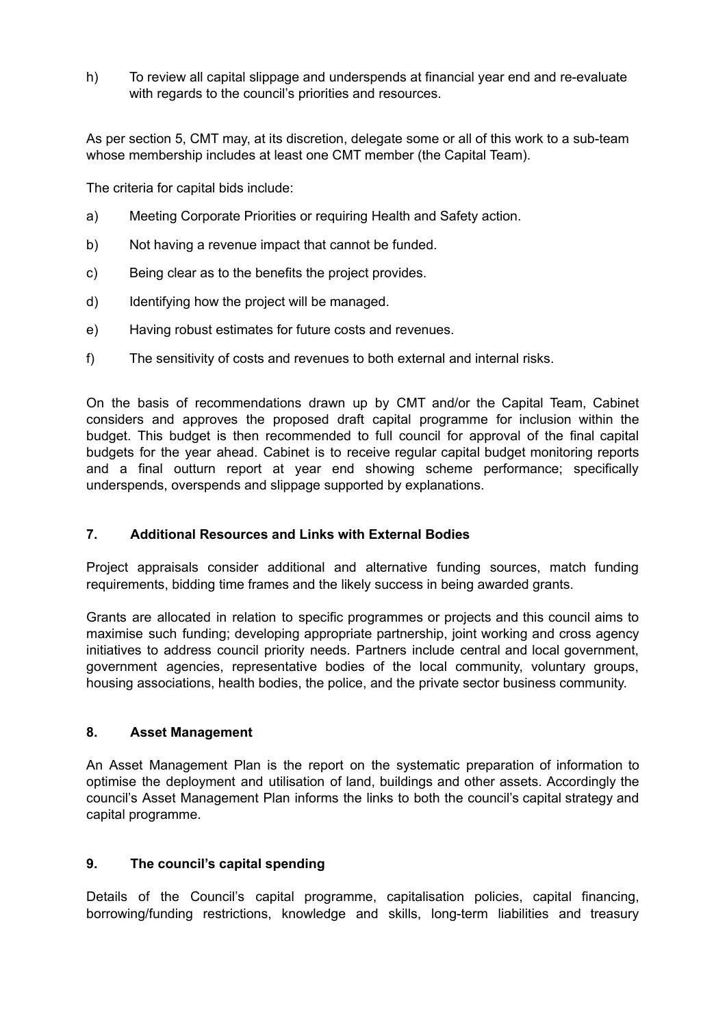h) To review all capital slippage and underspends at financial year end and re-evaluate with regards to the council's priorities and resources.

As per section 5, CMT may, at its discretion, delegate some or all of this work to a sub-team whose membership includes at least one CMT member (the Capital Team).

The criteria for capital bids include:

a) Meeting Corporate Priorities or requiring Health and Safety action.

b) Not having a revenue impact that cannot be funded.

c) Being clear as to the benefits the project provides.

d) Identifying how the project will be managed.

e) Having robust estimates for future costs and revenues.

f) The sensitivity of costs and revenues to both external and internal risks.

On the basis of recommendations drawn up by CMT and/or the Capital Team, Cabinet considers and approves the proposed draft capital programme for inclusion within the budget. This budget is then recommended to full council for approval of the final capital budgets for the year ahead. Cabinet is to receive regular capital budget monitoring reports and a final outturn report at year end showing scheme performance; specifically underspends, overspends and slippage supported by explanations.

## 7. Additional Resources and Links with External Bodies

Project appraisals consider additional and alternative funding sources, match funding requirements, bidding time frames and the likely success in being awarded grants.

Grants are allocated in relation to specific programmes or projects and this council aims to maximise such funding; developing appropriate partnership, joint working and cross agency initiatives to address council priority needs. Partners include central and local government, government agencies, representative bodies of the local community, voluntary groups, housing associations, health bodies, the police, and the private sector business community.

## 8. Asset Management

An Asset Management Plan is the report on the systematic preparation of information to optimise the deployment and utilisation of land, buildings and other assets. Accordingly the council's Asset Management Plan informs the links to both the council's capital strategy and capital programme.

## 9. The council's capital spending

Details of the Council's capital programme, capitalisation policies, capital financing, borrowing/funding restrictions, knowledge and skills, long-term liabilities and treasury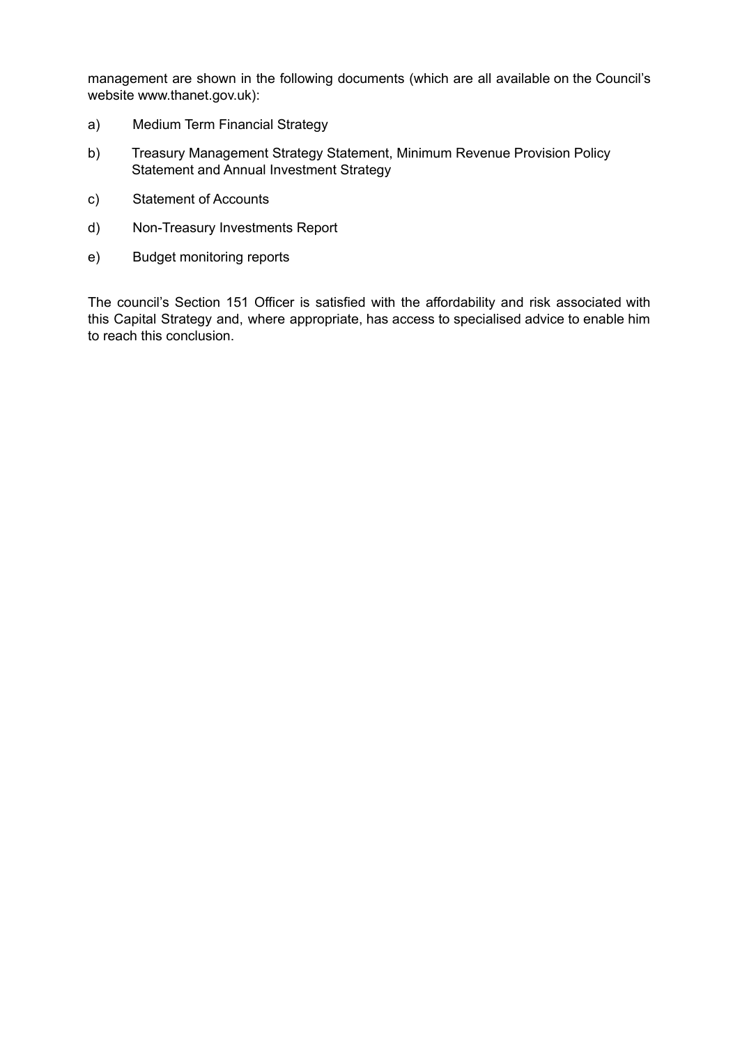management are shown in the following documents (which are all available on the Council's website www.thanet.gov.uk):

a) Medium Term Financial Strategy

b) Treasury Management Strategy Statement, Minimum Revenue Provision Policy Statement and Annual Investment Strategy

c) Statement of Accounts

d) Non-Treasury Investments Report

e) Budget monitoring reports

The council's Section 151 Officer is satisfied with the affordability and risk associated with this Capital Strategy and, where appropriate, has access to specialised advice to enable him to reach this conclusion.